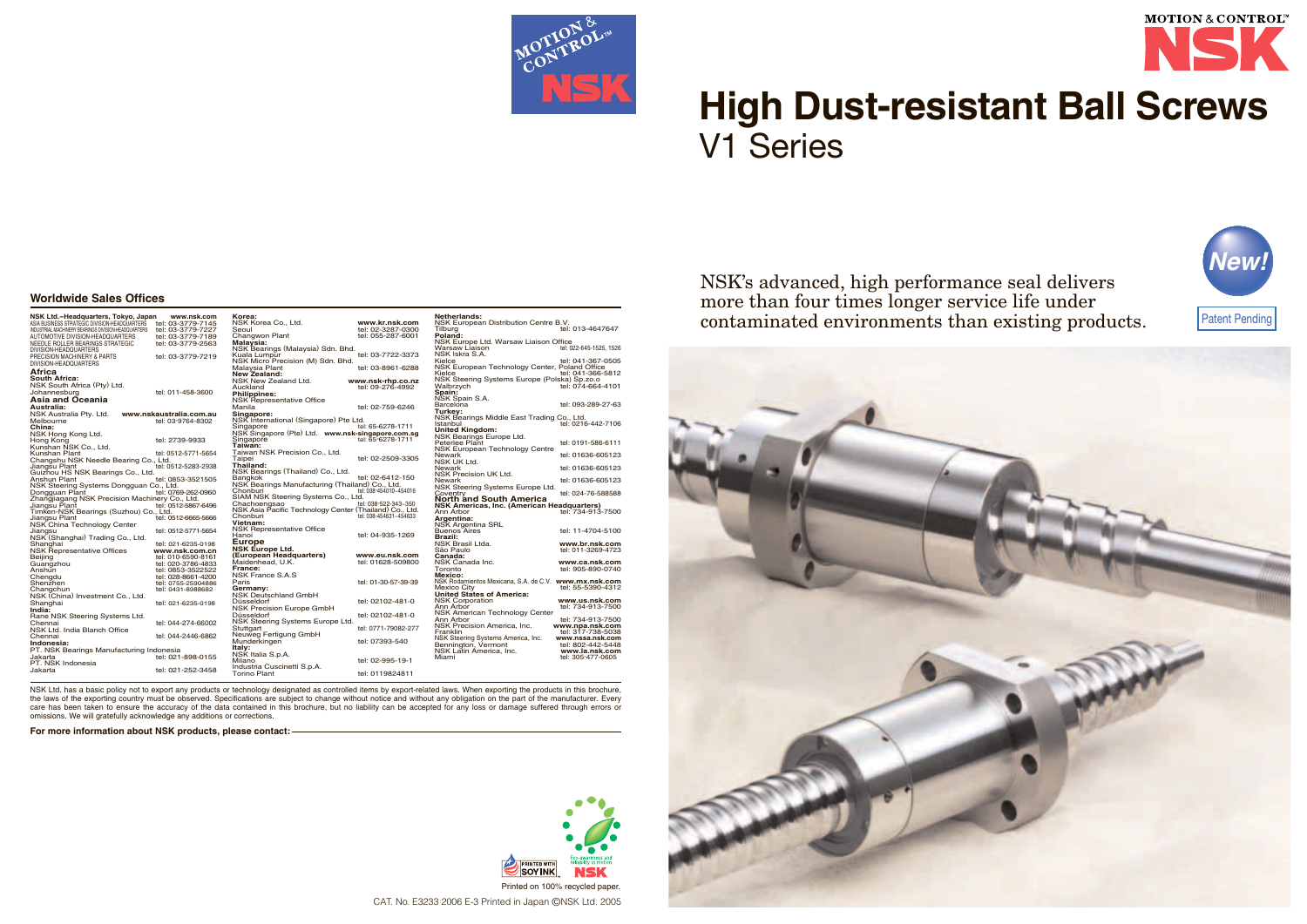# High Dust-resistant Ball Screws

## V1 Series

New!

Patent Pending

NSK's advanced, high performance seal delivers more than four times longer service life under contaminated environments than existing products.

## Worldwide Sales Offices

**NSK Ltd.–Headquarters, Tokyo, Japan** www.nsk.com
ASIA BUSINESS STRATEGIC DIVISION-HEADQUARTERS tel: 03-3779-7145
INDUSTRIAL MACHINERY BEARINGS DIVISION-HEADQUARTERS tel: 03-3779-7227
AUTOMOTIVE DIVISION-HEADQUARTERS tel: 03-3779-7189
NEEDLE ROLLER BEARINGS STRATEGIC DIVISION-HEADQUARTERS tel: 03-3779-2563
PRECISION MACHINERY & PARTS DIVISION-HEADQUARTERS tel: 03-3779-7219

**Africa**
**South Africa:**
NSK South Africa (Pty) Ltd.
Johannesburg tel: 011-458-3600

**Asia and Oceania**
**Australia:**
NSK Australia Pty. Ltd. www.nskaustralia.com.au
Melbourne tel: 03-9764-8302
**China:**
NSK Hong Kong Ltd.
Hong Kong tel: 2739-9933
Kunshan NSK Co., Ltd.
Kunshan Plant tel: 0512-5771-5654
Changshu NSK Needle Bearing Co., Ltd.
Jiangsu Plant tel: 0512-5283-2938
Guizhou HS NSK Bearings Co., Ltd.
Anshun Plant tel: 0853-3521505
NSK Steering Systems Dongguan Co., Ltd.
Dongguan Plant tel: 0769-262-0960
Zhangjiagang NSK Precision Machinery Co., Ltd.
Jiangsu Plant tel: 0512-5867-6496
Timken-NSK Bearings (Suzhou) Co., Ltd.
Jiangsu Plant tel: 0512-6665-5666
NSK China Technology Center
Jiangsu tel: 0512-5771-5654
NSK (Shanghai) Trading Co., Ltd.
Shanghai tel: 021-6235-0198
NSK Representative Offices www.nsk.com.cn
Beijing tel: 010-6590-8161
Guangzhou tel: 020-3786-4833
Anshun tel: 0853-3522522
Chengdu tel: 028-8661-4200
Shenzhen tel: 0755-25904886
Changchun tel: 0431-8988682
NSK (China) Investment Co., Ltd.
Shanghai tel: 021-6235-0198
**India:**
Rane NSK Steering Systems Ltd.
Chennai tel: 044-274-66002
NSK Ltd. India Blanch Office
Chennai tel: 044-2446-6862
**Indonesia:**
PT. NSK Bearings Manufacturing Indonesia
Jakarta tel: 021-898-0155
PT. NSK Indonesia
Jakarta tel: 021-252-3458

**Korea:**
NSK Korea Co., Ltd. www.kr.nsk.com
Seoul tel: 02-3287-0300
Changwon Plant tel: 055-287-6001
**Malaysia:**
NSK Bearings (Malaysia) Sdn. Bhd.
Kuala Lumpur tel: 03-7722-3373
NSK Micro Precision (M) Sdn. Bhd.
Malaysia Plant tel: 03-8961-6288
**New Zealand:**
NSK New Zealand Ltd. www.nsk-rhp.co.nz
Auckland tel: 09-276-4992
**Philippines:**
NSK Representative Office
Manila tel: 02-759-6246
**Singapore:**
NSK International (Singapore) Pte Ltd.
Singapore tel: 65-6278-1711
NSK Singapore (Pte) Ltd. www.nsk-singapore.com.sg
Singapore tel: 65-6278-1711
**Taiwan:**
Taiwan NSK Precision Co., Ltd.
Taipei tel: 02-2509-3305
**Thailand:**
NSK Bearings (Thailand) Co., Ltd.
Bangkok tel: 02-6412-150
NSK Bearings Manufacturing (Thailand) Co., Ltd.
Chonburi tel: 038-454010~454016
SIAM NSK Steering Systems Co., Ltd.
Chachoengsao tel: 038-522-343~350
NSK Asia Pacific Technology Center (Thailand) Co., Ltd.
Chonburi tel: 038-454631~454633
**Vietnam:**
NSK Representative Office
Hanoi tel: 04-935-1269

**Europe**
**NSK Europe Ltd. (European Headquarters)** www.eu.nsk.com
Maidenhead, U.K. tel: 01628-509800
**France:**
NSK France S.A.S
Paris tel: 01-30-57-39-39
**Germany:**
NSK Deutschland GmbH
Düsseldorf tel: 02102-481-0
NSK Precision Europe GmbH
Düsseldorf tel: 02102-481-0
NSK Steering Systems Europe Ltd.
Stuttgart tel: 0771-79082-277
Neuweg Fertigung GmbH
Munderkingen tel: 07393-540
**Italy:**
NSK Italia S.p.A.
Milano tel: 02-995-19-1
Industria Cuscinetti S.p.A.
Torino Plant tel: 0119824811

**Netherlands:**
NSK European Distribution Centre B.V.
Tilburg tel: 013-4647647
**Poland:**
NSK Europe Ltd. Warsaw Liaison Office
Warsaw Liaison tel: 022-645-1525, 1526
NSK Iskra S.A.
Kielce tel: 041-367-0505
NSK European Technology Center, Poland Office
Kielce tel: 041-366-5812
NSK Steering Systems Europe (Polska) Sp.zo.o
Walbrzych tel: 074-664-4101
**Spain:**
NSK Spain S.A.
Barcelona tel: 093-289-27-63
**Turkey:**
NSK Bearings Middle East Trading Co., Ltd.
Istanbul tel: 0216-442-7106
**United Kingdom:**
NSK Bearings Europe Ltd.
Peterlee Plant tel: 0191-586-6111
NSK European Technology Centre
Newark tel: 01636-605123
NSK UK Ltd.
Newark tel: 01636-605123
NSK Precision UK Ltd.
Newark tel: 01636-605123
NSK Steering Systems Europe Ltd.
Coventry tel: 024-76-588588

**North and South America**
**NSK Americas, Inc. (American Headquarters)**
Ann Arbor tel: 734-913-7500
**Argentina:**
NSK Argentina SRL
Buenos Aires tel: 11-4704-5100
**Brazil:**
NSK Brasil Ltda. www.br.nsk.com
São Paulo tel: 011-3269-4723
**Canada:**
NSK Canada Inc. www.ca.nsk.com
Toronto tel: 905-890-0740
**Mexico:**
NSK Rodamientos Mexicana, S.A. de C.V. www.mx.nsk.com
Mexico City tel: 55-5390-4312
**United States of America:**
NSK Corporation www.us.nsk.com
Ann Arbor tel: 734-913-7500
NSK American Technology Center
Ann Arbor tel: 734-913-7500
NSK Precision America, Inc. www.npa.nsk.com
Franklin tel: 317-738-5038
NSK Steering Systems America, Inc. www.nssa.nsk.com
Bennington, Vermont tel: 802-442-5448
NSK Latin America, Inc. www.la.nsk.com
Miami tel: 305-477-0605

NSK Ltd. has a basic policy not to export any products or technology designated as controlled items by export-related laws. When exporting the products in this brochure, the laws of the exporting country must be observed. Specifications are subject to change without notice and without any obligation on the part of the manufacturer. Every care has been taken to ensure the accuracy of the data contained in this brochure, but no liability can be accepted for any loss or damage suffered through errors or omissions. We will gratefully acknowledge any additions or corrections.

**For more information about NSK products, please contact:**

Printed on 100% recycled paper.

CAT. No. E3233 2006 E-3 Printed in Japan ©NSK Ltd. 2005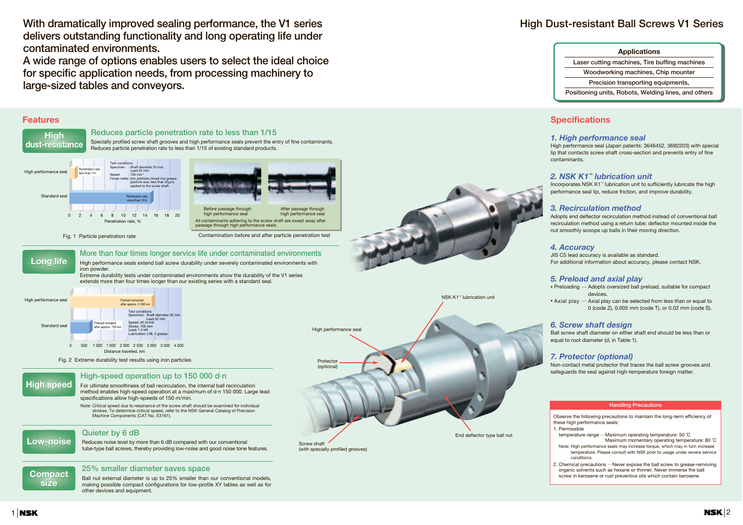With dramatically improved sealing performance, the V1 series delivers outstanding functionality and long operating life under contaminated environments.
A wide range of options enables users to select the ideal choice for specific application needs, from processing machinery to large-sized tables and conveyors.

# High Dust-resistant Ball Screws V1 Series

| Applications |
| --- |
| Laser cutting machines, Tire buffing machines |
| Woodworking machines, Chip mounter |
| Precision transporting equipments, |
| Positioning units, Robots, Welding lines, and others |

## Features

### High dust-resistance

#### Reduces particle penetration rate to less than 1/15

Specially profiled screw shaft grooves and high performance seals prevent the entry of fine contaminants.
Reduces particle penetration rate to less than 1/15 of existing standard products.

High performance seal — Penetration rate, less than 1%
Standard seal — Penetration rate, more than 15%

Test conditions
Specimen : Shaft diameter 32 mm, Lead 32 mm
Speed : 100 min⁻¹
Foreign matter: Iron particles mixed into grease (particle size: less than 30μm) applied to the screw shaft

Penetration rate, % (0 2 4 6 8 10 12 14 16 18 20)

Fig. 1 Particle penetration rate

Before passage through high performance seal / After passage through high performance seal

All contaminants adhering to the screw shaft are swept away after passage through high performance seals.

Contamination before and after particle penetration test

### Long life

#### More than four times longer service life under contaminated environments

High performance seals extend ball screw durability under severely contaminated environments with iron powder.
Extreme durability tests under contaminated environments show the durability of the V1 series extends more than four times longer than our existing series with a standard seal.

High performance seal — Preload remained after approx. 3 000 km
Standard seal — Preload revealed after approx. 700 km

Test conditions
Specimen: Shaft diameter 32 mm, Lead 32 mm
Speed: 40 m/min
Stroke: 700 mm
Load: 1.4 kN
Lubrication: LRL 3 grease

Distance traveled, km (0 500 1 000 1 500 2 000 2 500 3 000 3 500 4 000)

Fig. 2 Extreme durability test results using iron particles

### High speed

#### High-speed operation up to 150 000 d·n

For ultimate smoothness of ball recirculation, the internal ball recirculation method enables high-speed operation at a maximum of d·n 150 000. Large lead specifications allow high-speeds of 150 m/min.

Note: Critical speed due to resonance of the screw shaft should be examined for individual strokes. To determine critical speed, refer to the NSK General Catalog of Precision Machine Components (CAT No. E3161).

### Low-noise

#### Quieter by 6 dB

Reduces noise level by more than 6 dB compared with our conventional tube-type ball screws, thereby providing low-noise and good noise tone features.

### Compact size

#### 25% smaller diameter saves space

Ball nut external diameter is up to 25% smaller than our conventional models, making possible compact configurations for low-profile XY tables as well as for other devices and equipment.

NSK K1™ lubrication unit
High performance seal
Protector (optional)
Screw shaft (with specially profiled grooves)
End deflector type ball nut

## Specifications

### *1. High performance seal*

High performance seal (Japan patents: 3646452, 3692203) with special lip that contacts screw shaft cross-section and prevents entry of fine contaminants.

### *2. NSK K1™ lubrication unit*

Incorporates NSK K1™ lubrication unit to sufficiently lubricate the high performance seal lip, reduce friction, and improve durability.

### *3. Recirculation method*

Adopts end deflector recirculation method instead of conventional ball recirculation method using a return tube; deflector mounted inside the nut smoothly scoops up balls in their moving direction.

### *4. Accuracy*

JIS C5 lead accuracy is available as standard.
For additional information about accuracy, please contact NSK.

### *5. Preload and axial play*

- Preloading ··· Adopts oversized ball preload, suitable for compact devices.
- Axial play ··· Axial play can be selected from less than or equal to 0 (code Z), 0.005 mm (code T), or 0.02 mm (code S).

### *6. Screw shaft design*

Ball screw shaft diameter on either shaft end should be less than or equal to root diameter ($d_r$ in Table 1).

### *7. Protector (optional)*

Non-contact metal protector that traces the ball screw grooves and safeguards the seal against high-temperature foreign matter.

#### Handling Precautions

Observe the following precautions to maintain the long-term efficiency of these high performance seals:

1. Permissible temperature range ···Maximum operating temperature: 50 ˚C
   Maximum momentary operating temperature: 80 ˚C
   Note: High performance seals may increase torque, which may in turn increase temperature. Please consult with NSK prior to usage under severe service conditions.
2. Chemical precautions ···Never expose the ball screw to grease-removing organic solvents such as hexane or thinner. Never immerse the ball screw in kerosene or rust preventive oils which contain kerosene.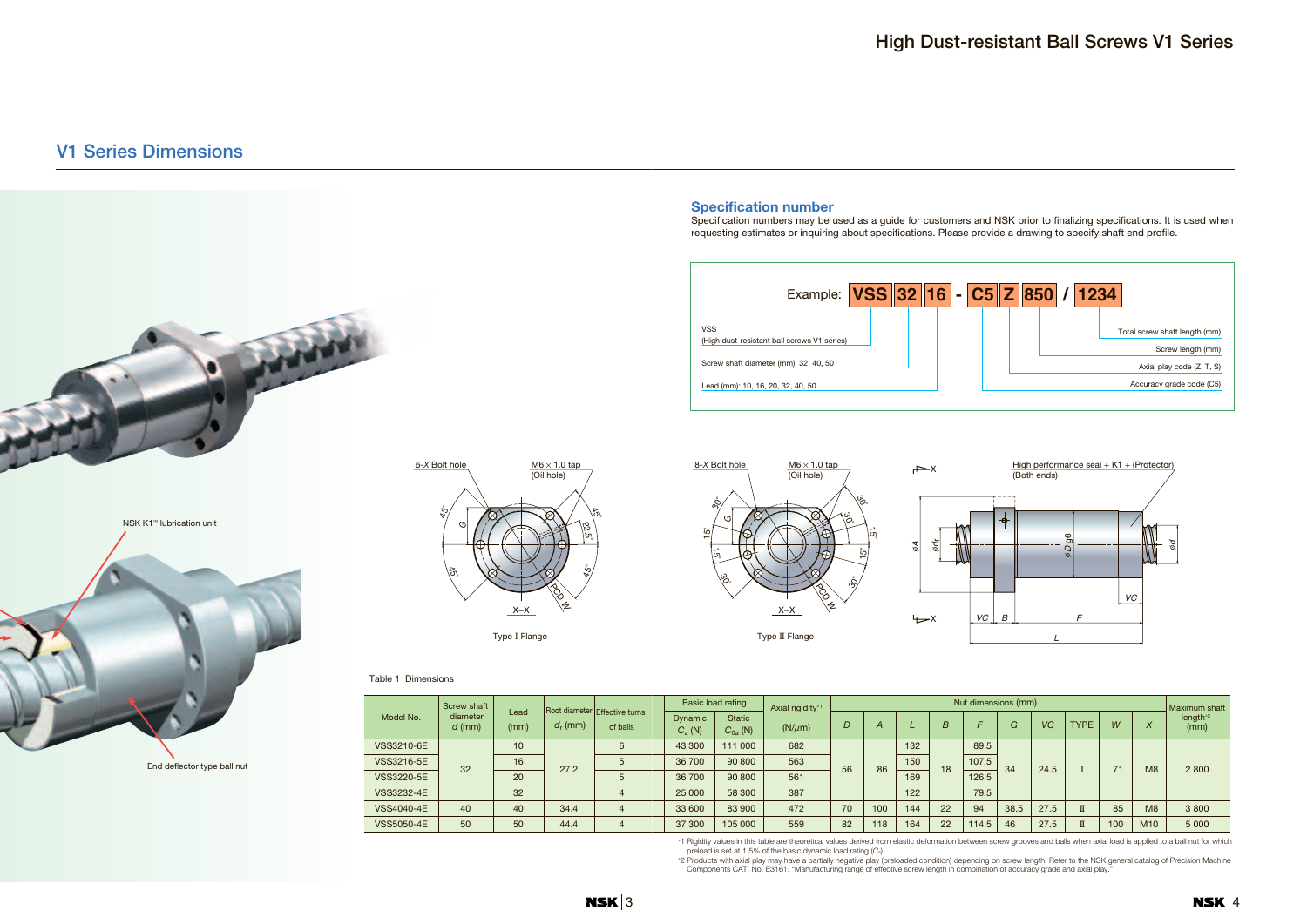# V1 Series Dimensions

NSK K1™ lubrication unit

End deflector type ball nut

## Specification number

Specification numbers may be used as a guide for customers and NSK prior to finalizing specifications. It is used when requesting estimates or inquiring about specifications. Please provide a drawing to specify shaft end profile.

Example: **VSS 32 16 - C5 Z 850 / 1234**

- VSS (High dust-resistant ball screws V1 series)
- Screw shaft diameter (mm): 32, 40, 50
- Lead (mm): 10, 16, 20, 32, 40, 50
- Accuracy grade code (C5)
- Axial play code (Z, T, S)
- Screw length (mm)
- Total screw shaft length (mm)

6-X Bolt hole; M6 × 1.0 tap (Oil hole); Type I Flange

8-X Bolt hole; M6 × 1.0 tap (Oil hole); Type II Flange

High performance seal + K1 + (Protector) (Both ends)

Table 1 Dimensions

| Model No. | Screw shaft diameter $d$ (mm) | Lead (mm) | Root diameter $d_r$ (mm) | Effective turns of balls | Basic load rating Dynamic $C_a$ (N) | Basic load rating Static $C_{0a}$ (N) | Axial rigidity[*1] (N/μm) | $D$ | $A$ | $L$ | $B$ | $F$ | $G$ | $VC$ | TYPE | $W$ | $X$ | Maximum shaft length[*2] (mm) |
|---|---|---|---|---|---|---|---|---|---|---|---|---|---|---|---|---|---|---|
| VSS3210-6E | 32 | 10 | 27.2 | 6 | 43 300 | 111 000 | 682 | 56 | 86 | 132 | 18 | 89.5 | 34 | 24.5 | I | 71 | M8 | 2 800 |
| VSS3216-5E | | 16 | | 5 | 36 700 | 90 800 | 563 | | | 150 | | 107.5 | | | | | | |
| VSS3220-5E | | 20 | | 5 | 36 700 | 90 800 | 561 | | | 169 | | 126.5 | | | | | | |
| VSS3232-4E | | 32 | | 4 | 25 000 | 58 300 | 387 | | | 122 | | 79.5 | | | | | | |
| VSS4040-4E | 40 | 40 | 34.4 | 4 | 33 600 | 83 900 | 472 | 70 | 100 | 144 | 22 | 94 | 38.5 | 27.5 | II | 85 | M8 | 3 800 |
| VSS5050-4E | 50 | 50 | 44.4 | 4 | 37 300 | 105 000 | 559 | 82 | 118 | 164 | 22 | 114.5 | 46 | 27.5 | II | 100 | M10 | 5 000 |

Columns $D$ through $X$: Nut dimensions (mm)

*1 Rigidity values in this table are theoretical values derived from elastic deformation between screw grooves and balls when axial load is applied to a ball nut for which preload is set at 1.5% of the basic dynamic load rating ($C_a$).

*2 Products with axial play may have a partially negative play (preloaded condition) depending on screw length. Refer to the NSK general catalog of Precision Machine Components CAT. No. E3161: "Manufacturing range of effective screw length in combination of accuracy grade and axial play."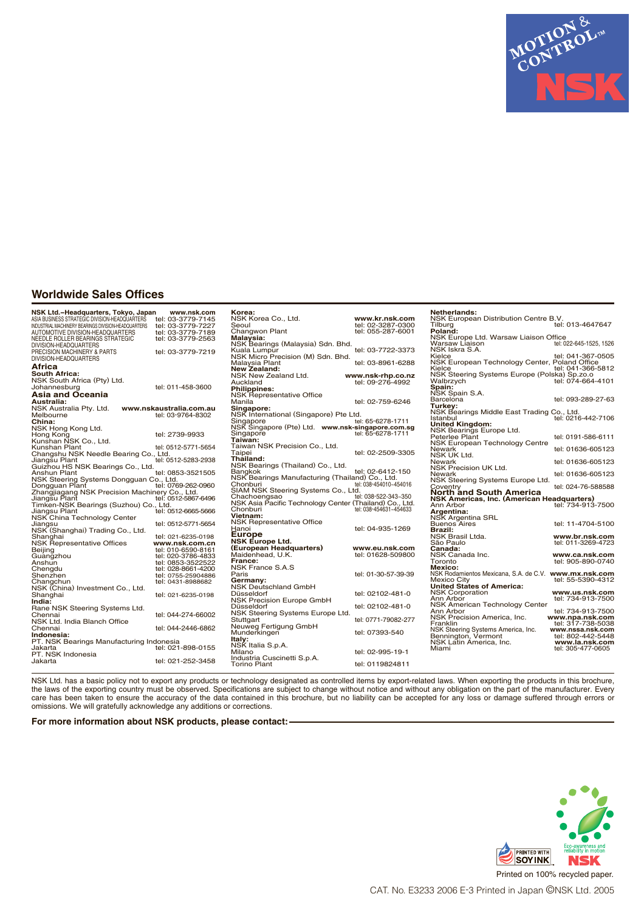MOTION & CONTROL™ NSK

## Worldwide Sales Offices

**NSK Ltd.–Headquarters, Tokyo, Japan** **www.nsk.com**
ASIA BUSINESS STRATEGIC DIVISION-HEADQUARTERS tel: 03-3779-7145
INDUSTRIAL MACHINERY BEARINGS DIVISION-HEADQUARTERS tel: 03-3779-7227
AUTOMOTIVE DIVISION-HEADQUARTERS tel: 03-3779-7189
NEEDLE ROLLER BEARINGS STRATEGIC DIVISION-HEADQUARTERS tel: 03-3779-2563
PRECISION MACHINERY & PARTS DIVISION-HEADQUARTERS tel: 03-3779-7219

**Africa**
**South Africa:**
NSK South Africa (Pty) Ltd.
Johannesburg tel: 011-458-3600

**Asia and Oceania**
**Australia:**
NSK Australia Pty. Ltd. **www.nskaustralia.com.au**
Melbourne tel: 03-9764-8302
**China:**
NSK Hong Kong Ltd.
Hong Kong tel: 2739-9933
Kunshan NSK Co., Ltd.
Kunshan Plant tel: 0512-5771-5654
Changshu NSK Needle Bearing Co., Ltd.
Jiangsu Plant tel: 0512-5283-2938
Guizhou HS NSK Bearings Co., Ltd.
Anshun Plant tel: 0853-3521505
NSK Steering Systems Dongguan Co., Ltd.
Dongguan Plant tel: 0769-262-0960
Zhangjiagang NSK Precision Machinery Co., Ltd.
Jiangsu Plant tel: 0512-5867-6496
Timken-NSK Bearings (Suzhou) Co., Ltd.
Jiangsu Plant tel: 0512-6665-5666
NSK China Technology Center
Jiangsu tel: 0512-5771-5654
NSK (Shanghai) Trading Co., Ltd.
Shanghai tel: 021-6235-0198
NSK Representative Offices **www.nsk.com.cn**
Beijing tel: 010-6590-8161
Guangzhou tel: 020-3786-4833
Anshun tel: 0853-3522522
Chengdu tel: 028-8661-4200
Shenzhen tel: 0755-25904886
Changchun tel: 0431-8988682
NSK (China) Investment Co., Ltd.
Shanghai tel: 021-6235-0198
**India:**
Rane NSK Steering Systems Ltd.
Chennai tel: 044-274-66002
NSK Ltd. India Blanch Office
Chennai tel: 044-2446-6862
**Indonesia:**
PT. NSK Bearings Manufacturing Indonesia
Jakarta tel: 021-898-0155
PT. NSK Indonesia
Jakarta tel: 021-252-3458
**Korea:**
NSK Korea Co., Ltd. **www.kr.nsk.com**
Seoul tel: 02-3287-0300
Changwon Plant tel: 055-287-6001
**Malaysia:**
NSK Bearings (Malaysia) Sdn. Bhd.
Kuala Lumpur tel: 03-7722-3373
NSK Micro Precision (M) Sdn. Bhd.
Malaysia Plant tel: 03-8961-6288
**New Zealand:**
NSK New Zealand Ltd. **www.nsk-rhp.co.nz**
Auckland tel: 09-276-4992
**Philippines:**
NSK Representative Office
Manila tel: 02-759-6246
**Singapore:**
NSK International (Singapore) Pte Ltd.
Singapore tel: 65-6278-1711
NSK Singapore (Pte) Ltd. **www.nsk-singapore.com.sg**
Singapore tel: 65-6278-1711
**Taiwan:**
Taiwan NSK Precision Co., Ltd.
Taipei tel: 02-2509-3305
**Thailand:**
NSK Bearings (Thailand) Co., Ltd.
Bangkok tel: 02-6412-150
NSK Bearings Manufacturing (Thailand) Co., Ltd.
Chonburi tel: 038-454010~454016
SIAM NSK Steering Systems Co., Ltd.
Chachoengsao tel: 038-522-343~350
NSK Asia Pacific Technology Center (Thailand) Co., Ltd.
Chonburi tel: 038-454631~454633
**Vietnam:**
NSK Representative Office
Hanoi tel: 04-935-1269

**Europe**
**NSK Europe Ltd.**
**(European Headquarters)** **www.eu.nsk.com**
Maidenhead, U.K. tel: 01628-509800
**France:**
NSK France S.A.S
Paris tel: 01-30-57-39-39
**Germany:**
NSK Deutschland GmbH
Düsseldorf tel: 02102-481-0
NSK Precision Europe GmbH
Düsseldorf tel: 02102-481-0
NSK Steering Systems Europe Ltd.
Stuttgart tel: 0771-79082-277
Neuweg Fertigung GmbH
Munderkingen tel: 07393-540
**Italy:**
NSK Italia S.p.A.
Milano tel: 02-995-19-1
Industria Cuscinetti S.p.A.
Torino Plant tel: 0119824811
**Netherlands:**
NSK European Distribution Centre B.V.
Tilburg tel: 013-4647647
**Poland:**
NSK Europe Ltd. Warsaw Liaison Office
Warsaw Liaison tel: 022-645-1525, 1526
NSK Iskra S.A.
Kielce tel: 041-367-0505
NSK European Technology Center, Poland Office
Kielce tel: 041-366-5812
NSK Steering Systems Europe (Polska) Sp.zo.o
Walbrzych tel: 074-664-4101
**Spain:**
NSK Spain S.A.
Barcelona tel: 093-289-27-63
**Turkey:**
NSK Bearings Middle East Trading Co., Ltd.
Istanbul tel: 0216-442-7106
**United Kingdom:**
NSK Bearings Europe Ltd.
Peterlee Plant tel: 0191-586-6111
NSK European Technology Centre
Newark tel: 01636-605123
NSK UK Ltd.
Newark tel: 01636-605123
NSK Precision UK Ltd.
Newark tel: 01636-605123
NSK Steering Systems Europe Ltd.
Coventry tel: 024-76-588588

**North and South America**
**NSK Americas, Inc. (American Headquarters)**
Ann Arbor tel: 734-913-7500
**Argentina:**
NSK Argentina SRL
Buenos Aires tel: 11-4704-5100
**Brazil:**
NSK Brasil Ltda. **www.br.nsk.com**
São Paulo tel: 011-3269-4723
**Canada:**
NSK Canada Inc. **www.ca.nsk.com**
Toronto tel: 905-890-0740
**Mexico:**
NSK Rodamientos Mexicana, S.A. de C.V. **www.mx.nsk.com**
Mexico City tel: 55-5390-4312
**United States of America:**
NSK Corporation **www.us.nsk.com**
Ann Arbor tel: 734-913-7500
NSK American Technology Center
Ann Arbor tel: 734-913-7500
NSK Precision America, Inc. **www.npa.nsk.com**
Franklin tel: 317-738-5038
NSK Steering Systems America, Inc. **www.nssa.nsk.com**
Bennington, Vermont tel: 802-442-5448
NSK Latin America, Inc. **www.la.nsk.com**
Miami tel: 305-477-0605

NSK Ltd. has a basic policy not to export any products or technology designated as controlled items by export-related laws. When exporting the products in this brochure, the laws of the exporting country must be observed. Specifications are subject to change without notice and without any obligation on the part of the manufacturer. Every care has been taken to ensure the accuracy of the data contained in this brochure, but no liability can be accepted for any loss or damage suffered through errors or omissions. We will gratefully acknowledge any additions or corrections.

**For more information about NSK products, please contact:**

PRINTED WITH SOY INK

Eco-awareness and reliability in motion NSK

Printed on 100% recycled paper.

CAT. No. E3233 2006 E-3 Printed in Japan ©NSK Ltd. 2005